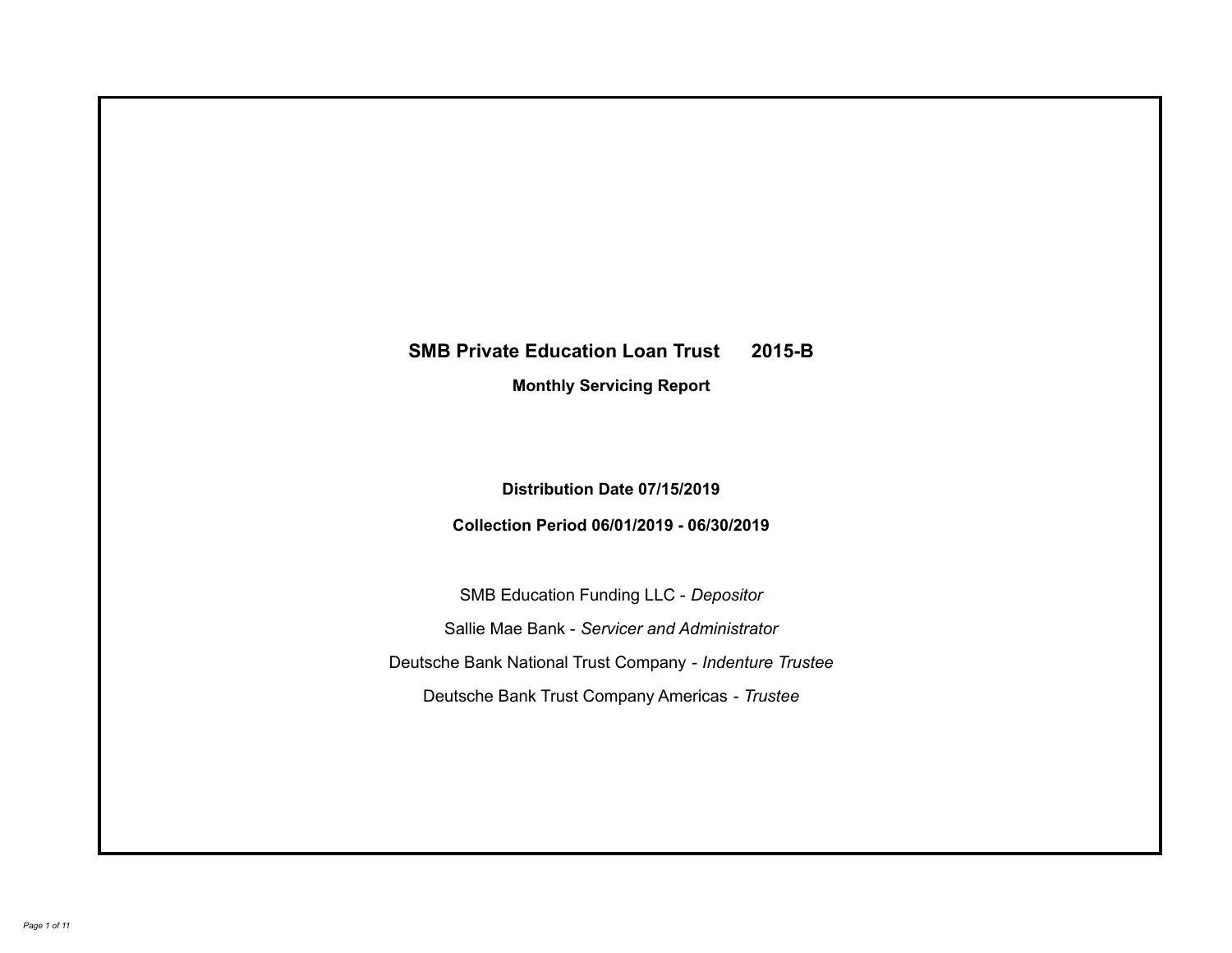# SMB Private Education Loan Trust 2015-B

## Monthly Servicing Report

**Distribution Date 07/15/2019**

**Collection Period 06/01/2019 - 06/30/2019**

SMB Education Funding LLC - *Depositor*

Sallie Mae Bank - *Servicer and Administrator*

Deutsche Bank National Trust Company - *Indenture Trustee*

Deutsche Bank Trust Company Americas - *Trustee*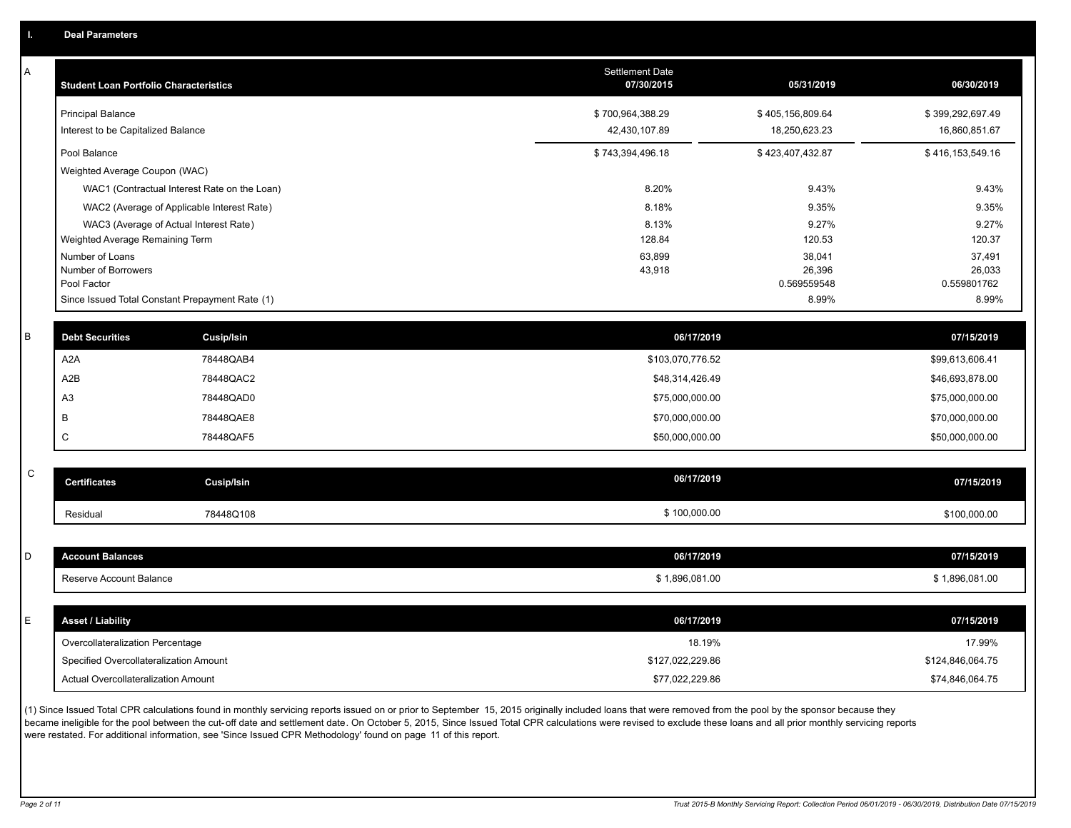## I. Deal Parameters

### A

| Student Loan Portfolio Characteristics | Settlement Date 07/30/2015 | 05/31/2019 | 06/30/2019 |
|---|---|---|---|
| Principal Balance | $ 700,964,388.29 | $ 405,156,809.64 | $ 399,292,697.49 |
| Interest to be Capitalized Balance | 42,430,107.89 | 18,250,623.23 | 16,860,851.67 |
| Pool Balance | $ 743,394,496.18 | $ 423,407,432.87 | $ 416,153,549.16 |
| Weighted Average Coupon (WAC) | | | |
| WAC1 (Contractual Interest Rate on the Loan) | 8.20% | 9.43% | 9.43% |
| WAC2 (Average of Applicable Interest Rate) | 8.18% | 9.35% | 9.35% |
| WAC3 (Average of Actual Interest Rate) | 8.13% | 9.27% | 9.27% |
| Weighted Average Remaining Term | 128.84 | 120.53 | 120.37 |
| Number of Loans | 63,899 | 38,041 | 37,491 |
| Number of Borrowers | 43,918 | 26,396 | 26,033 |
| Pool Factor | | 0.569559548 | 0.559801762 |
| Since Issued Total Constant Prepayment Rate (1) | | 8.99% | 8.99% |

### B

| Debt Securities | Cusip/Isin | 06/17/2019 | 07/15/2019 |
|---|---|---|---|
| A2A | 78448QAB4 | $103,070,776.52 | $99,613,606.41 |
| A2B | 78448QAC2 | $48,314,426.49 | $46,693,878.00 |
| A3 | 78448QAD0 | $75,000,000.00 | $75,000,000.00 |
| B | 78448QAE8 | $70,000,000.00 | $70,000,000.00 |
| C | 78448QAF5 | $50,000,000.00 | $50,000,000.00 |

### C

| Certificates | Cusip/Isin | 06/17/2019 | 07/15/2019 |
|---|---|---|---|
| Residual | 78448Q108 | $ 100,000.00 | $100,000.00 |

### D

| Account Balances | 06/17/2019 | 07/15/2019 |
|---|---|---|
| Reserve Account Balance | $ 1,896,081.00 | $ 1,896,081.00 |

### E

| Asset / Liability | 06/17/2019 | 07/15/2019 |
|---|---|---|
| Overcollateralization Percentage | 18.19% | 17.99% |
| Specified Overcollateralization Amount | $127,022,229.86 | $124,846,064.75 |
| Actual Overcollateralization Amount | $77,022,229.86 | $74,846,064.75 |

(1) Since Issued Total CPR calculations found in monthly servicing reports issued on or prior to September 15, 2015 originally included loans that were removed from the pool by the sponsor because they became ineligible for the pool between the cut-off date and settlement date. On October 5, 2015, Since Issued Total CPR calculations were revised to exclude these loans and all prior monthly servicing reports were restated. For additional information, see 'Since Issued CPR Methodology' found on page 11 of this report.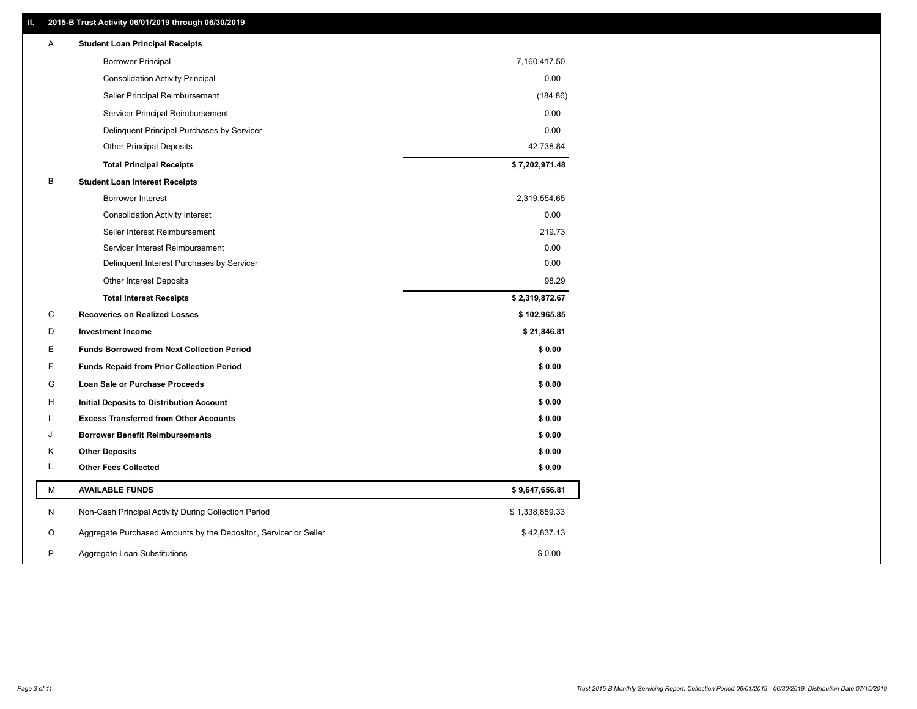## II. 2015-B Trust Activity 06/01/2019 through 06/30/2019

| | | |
|---|---|---|
| A | **Student Loan Principal Receipts** | |
| | Borrower Principal | 7,160,417.50 |
| | Consolidation Activity Principal | 0.00 |
| | Seller Principal Reimbursement | (184.86) |
| | Servicer Principal Reimbursement | 0.00 |
| | Delinquent Principal Purchases by Servicer | 0.00 |
| | Other Principal Deposits | 42,738.84 |
| | **Total Principal Receipts** | **$ 7,202,971.48** |
| B | **Student Loan Interest Receipts** | |
| | Borrower Interest | 2,319,554.65 |
| | Consolidation Activity Interest | 0.00 |
| | Seller Interest Reimbursement | 219.73 |
| | Servicer Interest Reimbursement | 0.00 |
| | Delinquent Interest Purchases by Servicer | 0.00 |
| | Other Interest Deposits | 98.29 |
| | **Total Interest Receipts** | **$ 2,319,872.67** |
| C | **Recoveries on Realized Losses** | **$ 102,965.85** |
| D | **Investment Income** | **$ 21,846.81** |
| E | **Funds Borrowed from Next Collection Period** | **$ 0.00** |
| F | **Funds Repaid from Prior Collection Period** | **$ 0.00** |
| G | **Loan Sale or Purchase Proceeds** | **$ 0.00** |
| H | **Initial Deposits to Distribution Account** | **$ 0.00** |
| I | **Excess Transferred from Other Accounts** | **$ 0.00** |
| J | **Borrower Benefit Reimbursements** | **$ 0.00** |
| K | **Other Deposits** | **$ 0.00** |
| L | **Other Fees Collected** | **$ 0.00** |
| M | **AVAILABLE FUNDS** | **$ 9,647,656.81** |
| N | Non-Cash Principal Activity During Collection Period | $ 1,338,859.33 |
| O | Aggregate Purchased Amounts by the Depositor, Servicer or Seller | $ 42,837.13 |
| P | Aggregate Loan Substitutions | $ 0.00 |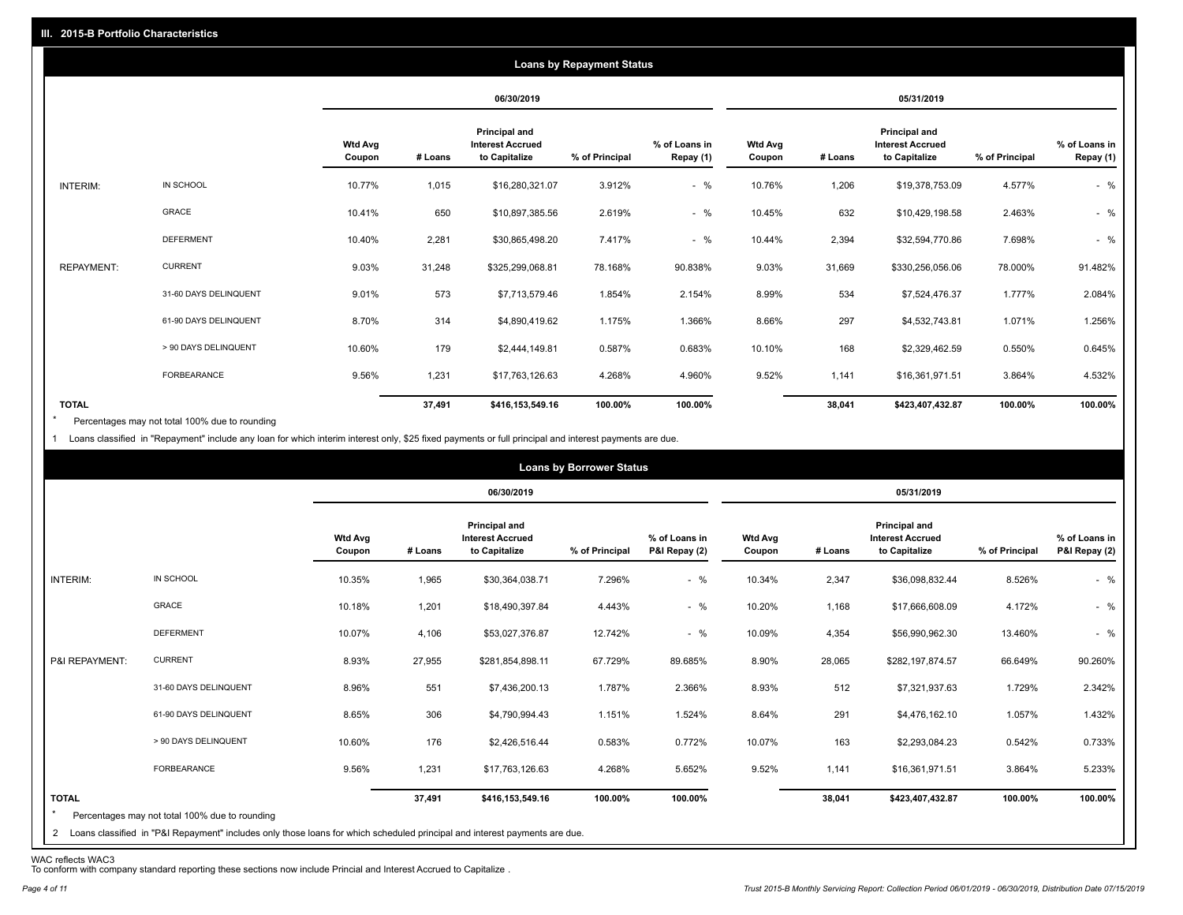## III. 2015-B Portfolio Characteristics

### Loans by Repayment Status

| | | 06/30/2019 | | | | | 05/31/2019 | | | | |
|---|---|---|---|---|---|---|---|---|---|---|---|
| | | Wtd Avg Coupon | # Loans | Principal and Interest Accrued to Capitalize | % of Principal | % of Loans in Repay (1) | Wtd Avg Coupon | # Loans | Principal and Interest Accrued to Capitalize | % of Principal | % of Loans in Repay (1) |
| INTERIM: | IN SCHOOL | 10.77% | 1,015 | $16,280,321.07 | 3.912% | - % | 10.76% | 1,206 | $19,378,753.09 | 4.577% | - % |
| | GRACE | 10.41% | 650 | $10,897,385.56 | 2.619% | - % | 10.45% | 632 | $10,429,198.58 | 2.463% | - % |
| | DEFERMENT | 10.40% | 2,281 | $30,865,498.20 | 7.417% | - % | 10.44% | 2,394 | $32,594,770.86 | 7.698% | - % |
| REPAYMENT: | CURRENT | 9.03% | 31,248 | $325,299,068.81 | 78.168% | 90.838% | 9.03% | 31,669 | $330,256,056.06 | 78.000% | 91.482% |
| | 31-60 DAYS DELINQUENT | 9.01% | 573 | $7,713,579.46 | 1.854% | 2.154% | 8.99% | 534 | $7,524,476.37 | 1.777% | 2.084% |
| | 61-90 DAYS DELINQUENT | 8.70% | 314 | $4,890,419.62 | 1.175% | 1.366% | 8.66% | 297 | $4,532,743.81 | 1.071% | 1.256% |
| | > 90 DAYS DELINQUENT | 10.60% | 179 | $2,444,149.81 | 0.587% | 0.683% | 10.10% | 168 | $2,329,462.59 | 0.550% | 0.645% |
| | FORBEARANCE | 9.56% | 1,231 | $17,763,126.63 | 4.268% | 4.960% | 9.52% | 1,141 | $16,361,971.51 | 3.864% | 4.532% |
| **TOTAL** | | | **37,491** | **$416,153,549.16** | **100.00%** | **100.00%** | | **38,041** | **$423,407,432.87** | **100.00%** | **100.00%** |

\* Percentages may not total 100% due to rounding

1 Loans classified in "Repayment" include any loan for which interim interest only, $25 fixed payments or full principal and interest payments are due.

### Loans by Borrower Status

| | | 06/30/2019 | | | | | 05/31/2019 | | | | |
|---|---|---|---|---|---|---|---|---|---|---|---|
| | | Wtd Avg Coupon | # Loans | Principal and Interest Accrued to Capitalize | % of Principal | % of Loans in P&I Repay (2) | Wtd Avg Coupon | # Loans | Principal and Interest Accrued to Capitalize | % of Principal | % of Loans in P&I Repay (2) |
| INTERIM: | IN SCHOOL | 10.35% | 1,965 | $30,364,038.71 | 7.296% | - % | 10.34% | 2,347 | $36,098,832.44 | 8.526% | - % |
| | GRACE | 10.18% | 1,201 | $18,490,397.84 | 4.443% | - % | 10.20% | 1,168 | $17,666,608.09 | 4.172% | - % |
| | DEFERMENT | 10.07% | 4,106 | $53,027,376.87 | 12.742% | - % | 10.09% | 4,354 | $56,990,962.30 | 13.460% | - % |
| P&I REPAYMENT: | CURRENT | 8.93% | 27,955 | $281,854,898.11 | 67.729% | 89.685% | 8.90% | 28,065 | $282,197,874.57 | 66.649% | 90.260% |
| | 31-60 DAYS DELINQUENT | 8.96% | 551 | $7,436,200.13 | 1.787% | 2.366% | 8.93% | 512 | $7,321,937.63 | 1.729% | 2.342% |
| | 61-90 DAYS DELINQUENT | 8.65% | 306 | $4,790,994.43 | 1.151% | 1.524% | 8.64% | 291 | $4,476,162.10 | 1.057% | 1.432% |
| | > 90 DAYS DELINQUENT | 10.60% | 176 | $2,426,516.44 | 0.583% | 0.772% | 10.07% | 163 | $2,293,084.23 | 0.542% | 0.733% |
| | FORBEARANCE | 9.56% | 1,231 | $17,763,126.63 | 4.268% | 5.652% | 9.52% | 1,141 | $16,361,971.51 | 3.864% | 5.233% |
| **TOTAL** | | | **37,491** | **$416,153,549.16** | **100.00%** | **100.00%** | | **38,041** | **$423,407,432.87** | **100.00%** | **100.00%** |

\* Percentages may not total 100% due to rounding

2 Loans classified in "P&I Repayment" includes only those loans for which scheduled principal and interest payments are due.

WAC reflects WAC3
To conform with company standard reporting these sections now include Princial and Interest Accrued to Capitalize .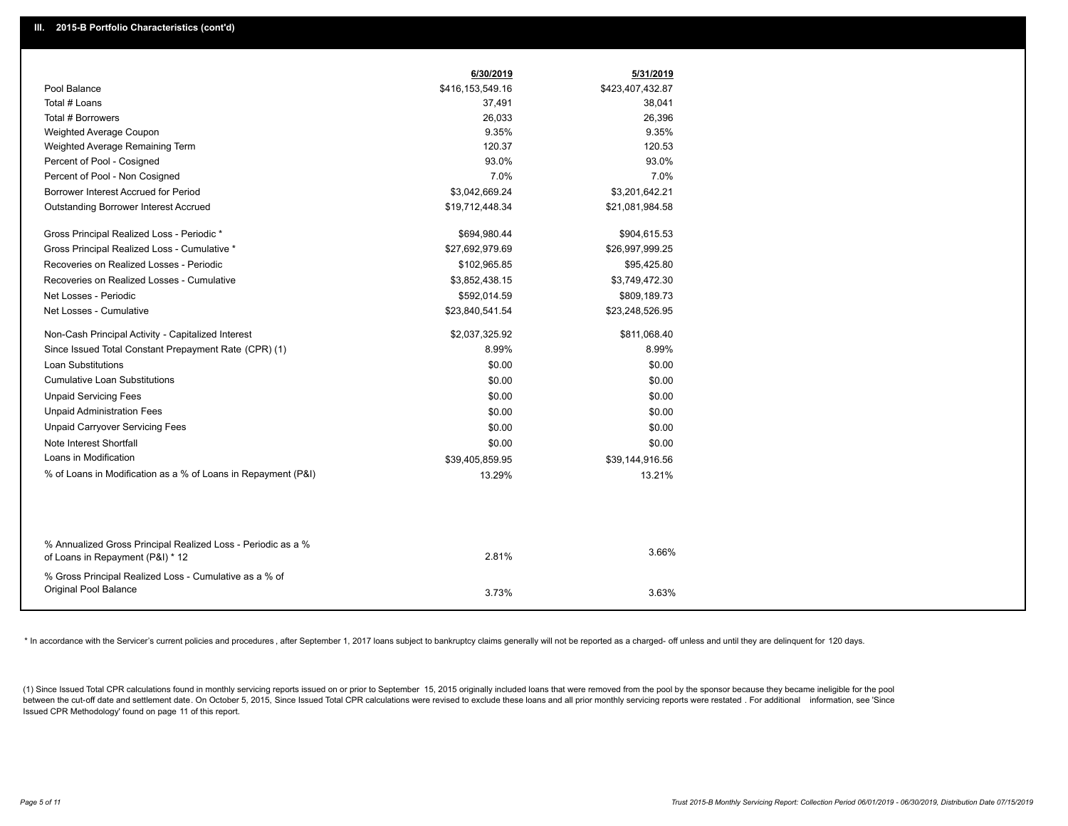## III. 2015-B Portfolio Characteristics (cont'd)

| | 6/30/2019 | 5/31/2019 |
|---|---|---|
| Pool Balance | $416,153,549.16 | $423,407,432.87 |
| Total # Loans | 37,491 | 38,041 |
| Total # Borrowers | 26,033 | 26,396 |
| Weighted Average Coupon | 9.35% | 9.35% |
| Weighted Average Remaining Term | 120.37 | 120.53 |
| Percent of Pool - Cosigned | 93.0% | 93.0% |
| Percent of Pool - Non Cosigned | 7.0% | 7.0% |
| Borrower Interest Accrued for Period | $3,042,669.24 | $3,201,642.21 |
| Outstanding Borrower Interest Accrued | $19,712,448.34 | $21,081,984.58 |
| Gross Principal Realized Loss - Periodic * | $694,980.44 | $904,615.53 |
| Gross Principal Realized Loss - Cumulative * | $27,692,979.69 | $26,997,999.25 |
| Recoveries on Realized Losses - Periodic | $102,965.85 | $95,425.80 |
| Recoveries on Realized Losses - Cumulative | $3,852,438.15 | $3,749,472.30 |
| Net Losses - Periodic | $592,014.59 | $809,189.73 |
| Net Losses - Cumulative | $23,840,541.54 | $23,248,526.95 |
| Non-Cash Principal Activity - Capitalized Interest | $2,037,325.92 | $811,068.40 |
| Since Issued Total Constant Prepayment Rate (CPR) (1) | 8.99% | 8.99% |
| Loan Substitutions | $0.00 | $0.00 |
| Cumulative Loan Substitutions | $0.00 | $0.00 |
| Unpaid Servicing Fees | $0.00 | $0.00 |
| Unpaid Administration Fees | $0.00 | $0.00 |
| Unpaid Carryover Servicing Fees | $0.00 | $0.00 |
| Note Interest Shortfall | $0.00 | $0.00 |
| Loans in Modification | $39,405,859.95 | $39,144,916.56 |
| % of Loans in Modification as a % of Loans in Repayment (P&I) | 13.29% | 13.21% |
| % Annualized Gross Principal Realized Loss - Periodic as a % of Loans in Repayment (P&I) * 12 | 2.81% | 3.66% |
| % Gross Principal Realized Loss - Cumulative as a % of Original Pool Balance | 3.73% | 3.63% |

* In accordance with the Servicer's current policies and procedures , after September 1, 2017 loans subject to bankruptcy claims generally will not be reported as a charged- off unless and until they are delinquent for 120 days.

(1) Since Issued Total CPR calculations found in monthly servicing reports issued on or prior to September 15, 2015 originally included loans that were removed from the pool by the sponsor because they became ineligible for the pool between the cut-off date and settlement date. On October 5, 2015, Since Issued Total CPR calculations were revised to exclude these loans and all prior monthly servicing reports were restated . For additional information, see 'Since Issued CPR Methodology' found on page 11 of this report.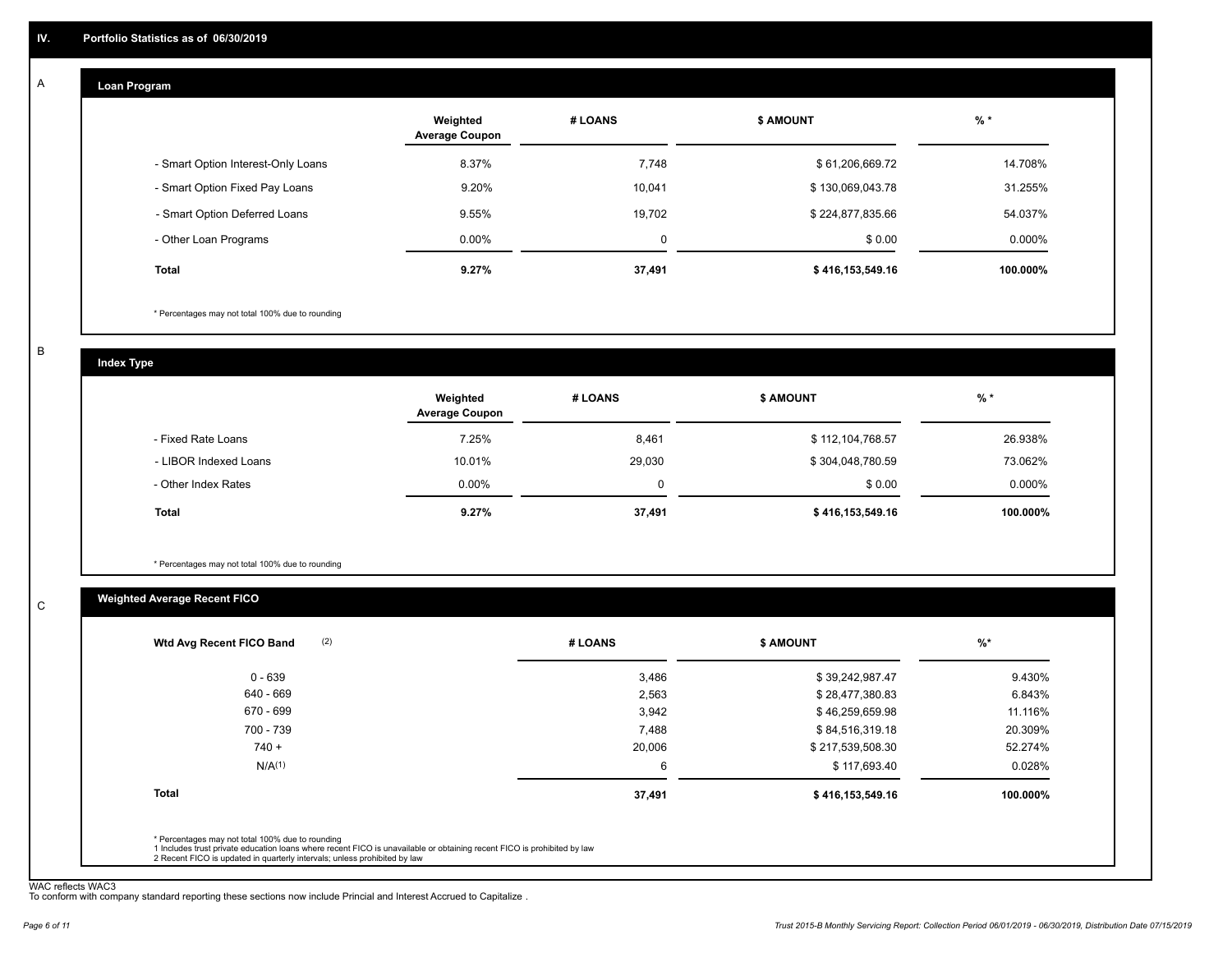## IV. Portfolio Statistics as of 06/30/2019

### A — Loan Program

| | Weighted Average Coupon | # LOANS | $ AMOUNT | % * |
|---|---|---|---|---|
| - Smart Option Interest-Only Loans | 8.37% | 7,748 | $ 61,206,669.72 | 14.708% |
| - Smart Option Fixed Pay Loans | 9.20% | 10,041 | $ 130,069,043.78 | 31.255% |
| - Smart Option Deferred Loans | 9.55% | 19,702 | $ 224,877,835.66 | 54.037% |
| - Other Loan Programs | 0.00% | 0 | $ 0.00 | 0.000% |
| **Total** | **9.27%** | **37,491** | **$ 416,153,549.16** | **100.000%** |

* Percentages may not total 100% due to rounding

### B — Index Type

| | Weighted Average Coupon | # LOANS | $ AMOUNT | % * |
|---|---|---|---|---|
| - Fixed Rate Loans | 7.25% | 8,461 | $ 112,104,768.57 | 26.938% |
| - LIBOR Indexed Loans | 10.01% | 29,030 | $ 304,048,780.59 | 73.062% |
| - Other Index Rates | 0.00% | 0 | $ 0.00 | 0.000% |
| **Total** | **9.27%** | **37,491** | **$ 416,153,549.16** | **100.000%** |

* Percentages may not total 100% due to rounding

### C — Weighted Average Recent FICO

| Wtd Avg Recent FICO Band (2) | # LOANS | $ AMOUNT | %* |
|---|---|---|---|
| 0 - 639 | 3,486 | $ 39,242,987.47 | 9.430% |
| 640 - 669 | 2,563 | $ 28,477,380.83 | 6.843% |
| 670 - 699 | 3,942 | $ 46,259,659.98 | 11.116% |
| 700 - 739 | 7,488 | $ 84,516,319.18 | 20.309% |
| 740 + | 20,006 | $ 217,539,508.30 | 52.274% |
| N/A(1) | 6 | $ 117,693.40 | 0.028% |
| **Total** | **37,491** | **$ 416,153,549.16** | **100.000%** |

* Percentages may not total 100% due to rounding
1 Includes trust private education loans where recent FICO is unavailable or obtaining recent FICO is prohibited by law
2 Recent FICO is updated in quarterly intervals; unless prohibited by law

WAC reflects WAC3
To conform with company standard reporting these sections now include Princial and Interest Accrued to Capitalize .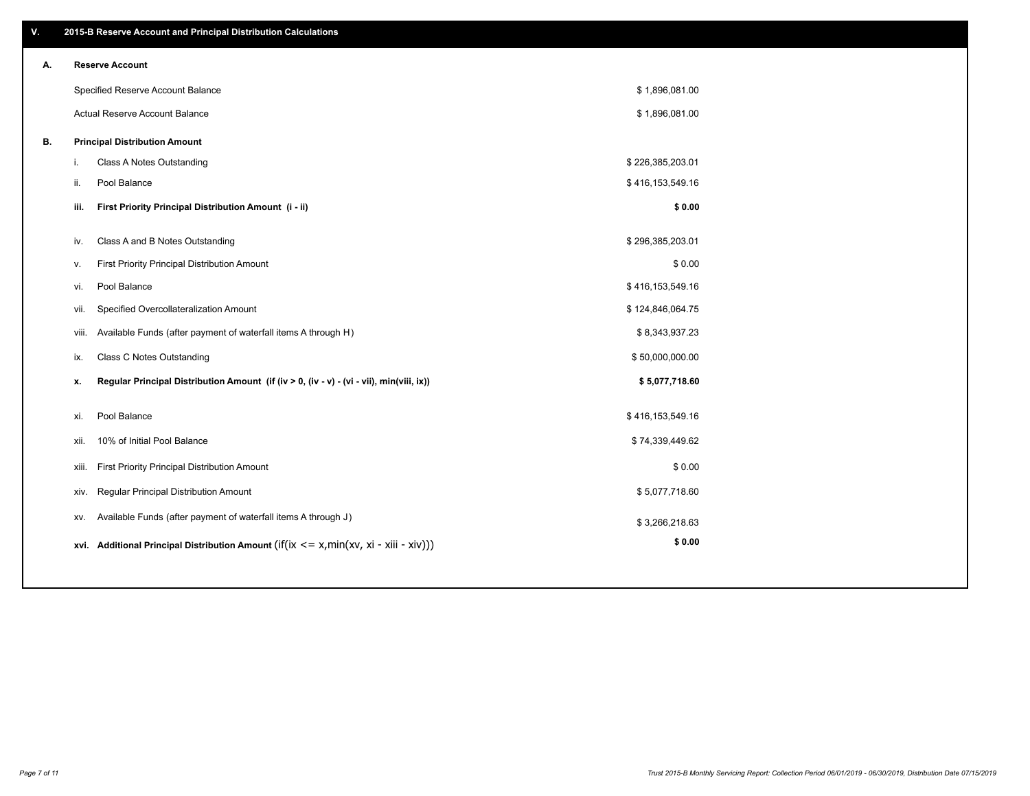## V. 2015-B Reserve Account and Principal Distribution Calculations

### A. Reserve Account

| | | |
|---|---|---|
| | Specified Reserve Account Balance | $ 1,896,081.00 |
| | Actual Reserve Account Balance | $ 1,896,081.00 |

### B. Principal Distribution Amount

| | | |
|---|---|---|
| i. | Class A Notes Outstanding | $ 226,385,203.01 |
| ii. | Pool Balance | $ 416,153,549.16 |
| **iii.** | **First Priority Principal Distribution Amount (i - ii)** | **$ 0.00** |
| iv. | Class A and B Notes Outstanding | $ 296,385,203.01 |
| v. | First Priority Principal Distribution Amount | $ 0.00 |
| vi. | Pool Balance | $ 416,153,549.16 |
| vii. | Specified Overcollateralization Amount | $ 124,846,064.75 |
| viii. | Available Funds (after payment of waterfall items A through H) | $ 8,343,937.23 |
| ix. | Class C Notes Outstanding | $ 50,000,000.00 |
| **x.** | **Regular Principal Distribution Amount (if (iv > 0, (iv - v) - (vi - vii), min(viii, ix))** | **$ 5,077,718.60** |
| xi. | Pool Balance | $ 416,153,549.16 |
| xii. | 10% of Initial Pool Balance | $ 74,339,449.62 |
| xiii. | First Priority Principal Distribution Amount | $ 0.00 |
| xiv. | Regular Principal Distribution Amount | $ 5,077,718.60 |
| xv. | Available Funds (after payment of waterfall items A through J) | $ 3,266,218.63 |
| **xvi.** | **Additional Principal Distribution Amount** (if(ix <= x,min(xv, xi - xiii - xiv))) | **$ 0.00** |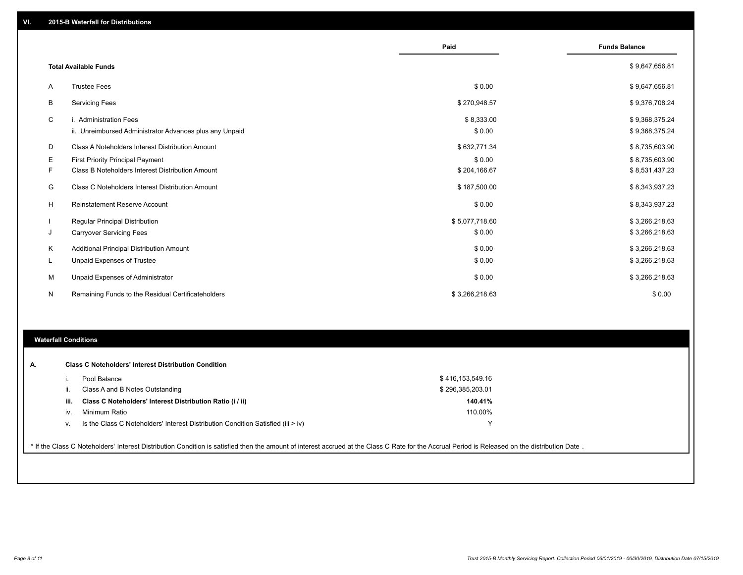## VI. 2015-B Waterfall for Distributions

| | | Paid | Funds Balance |
|---|---|---|---|
| | **Total Available Funds** | | $ 9,647,656.81 |
| A | Trustee Fees | $ 0.00 | $ 9,647,656.81 |
| B | Servicing Fees | $ 270,948.57 | $ 9,376,708.24 |
| C | i. Administration Fees | $ 8,333.00 | $ 9,368,375.24 |
| | ii. Unreimbursed Administrator Advances plus any Unpaid | $ 0.00 | $ 9,368,375.24 |
| D | Class A Noteholders Interest Distribution Amount | $ 632,771.34 | $ 8,735,603.90 |
| E | First Priority Principal Payment | $ 0.00 | $ 8,735,603.90 |
| F | Class B Noteholders Interest Distribution Amount | $ 204,166.67 | $ 8,531,437.23 |
| G | Class C Noteholders Interest Distribution Amount | $ 187,500.00 | $ 8,343,937.23 |
| H | Reinstatement Reserve Account | $ 0.00 | $ 8,343,937.23 |
| I | Regular Principal Distribution | $ 5,077,718.60 | $ 3,266,218.63 |
| J | Carryover Servicing Fees | $ 0.00 | $ 3,266,218.63 |
| K | Additional Principal Distribution Amount | $ 0.00 | $ 3,266,218.63 |
| L | Unpaid Expenses of Trustee | $ 0.00 | $ 3,266,218.63 |
| M | Unpaid Expenses of Administrator | $ 0.00 | $ 3,266,218.63 |
| N | Remaining Funds to the Residual Certificateholders | $ 3,266,218.63 | $ 0.00 |

### Waterfall Conditions

**A. Class C Noteholders' Interest Distribution Condition**

| | | |
|---|---|---|
| i. | Pool Balance | $ 416,153,549.16 |
| ii. | Class A and B Notes Outstanding | $ 296,385,203.01 |
| **iii.** | **Class C Noteholders' Interest Distribution Ratio (i / ii)** | **140.41%** |
| iv. | Minimum Ratio | 110.00% |
| v. | Is the Class C Noteholders' Interest Distribution Condition Satisfied (iii > iv) | Y |

* If the Class C Noteholders' Interest Distribution Condition is satisfied then the amount of interest accrued at the Class C Rate for the Accrual Period is Released on the distribution Date .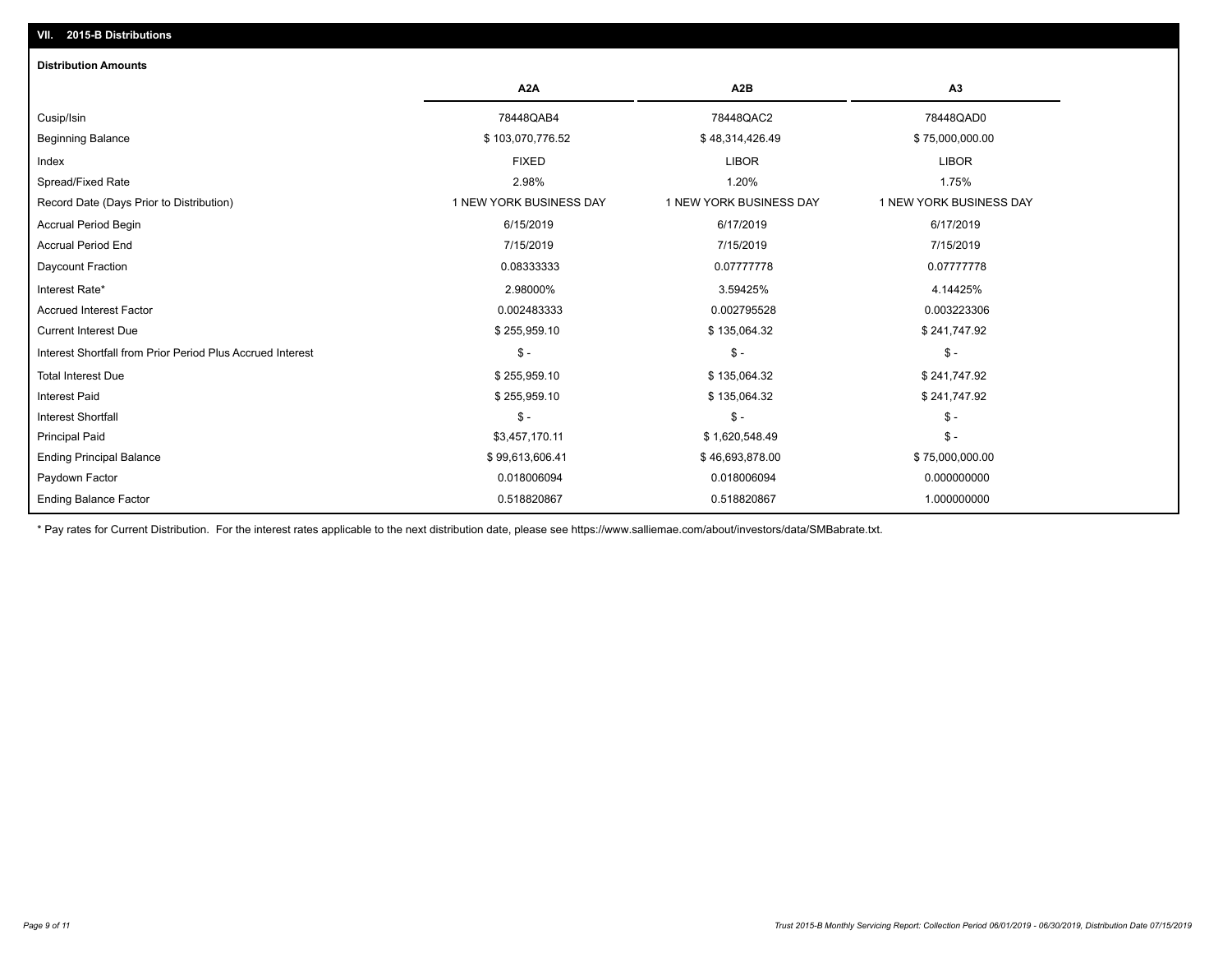## VII. 2015-B Distributions

### Distribution Amounts

| | A2A | A2B | A3 |
|---|---|---|---|
| Cusip/Isin | 78448QAB4 | 78448QAC2 | 78448QAD0 |
| Beginning Balance | $ 103,070,776.52 | $ 48,314,426.49 | $ 75,000,000.00 |
| Index | FIXED | LIBOR | LIBOR |
| Spread/Fixed Rate | 2.98% | 1.20% | 1.75% |
| Record Date (Days Prior to Distribution) | 1 NEW YORK BUSINESS DAY | 1 NEW YORK BUSINESS DAY | 1 NEW YORK BUSINESS DAY |
| Accrual Period Begin | 6/15/2019 | 6/17/2019 | 6/17/2019 |
| Accrual Period End | 7/15/2019 | 7/15/2019 | 7/15/2019 |
| Daycount Fraction | 0.08333333 | 0.07777778 | 0.07777778 |
| Interest Rate* | 2.98000% | 3.59425% | 4.14425% |
| Accrued Interest Factor | 0.002483333 | 0.002795528 | 0.003223306 |
| Current Interest Due | $ 255,959.10 | $ 135,064.32 | $ 241,747.92 |
| Interest Shortfall from Prior Period Plus Accrued Interest | $ - | $ - | $ - |
| Total Interest Due | $ 255,959.10 | $ 135,064.32 | $ 241,747.92 |
| Interest Paid | $ 255,959.10 | $ 135,064.32 | $ 241,747.92 |
| Interest Shortfall | $ - | $ - | $ - |
| Principal Paid | $3,457,170.11 | $ 1,620,548.49 | $ - |
| Ending Principal Balance | $ 99,613,606.41 | $ 46,693,878.00 | $ 75,000,000.00 |
| Paydown Factor | 0.018006094 | 0.018006094 | 0.000000000 |
| Ending Balance Factor | 0.518820867 | 0.518820867 | 1.000000000 |

* Pay rates for Current Distribution. For the interest rates applicable to the next distribution date, please see https://www.salliemae.com/about/investors/data/SMBabrate.txt.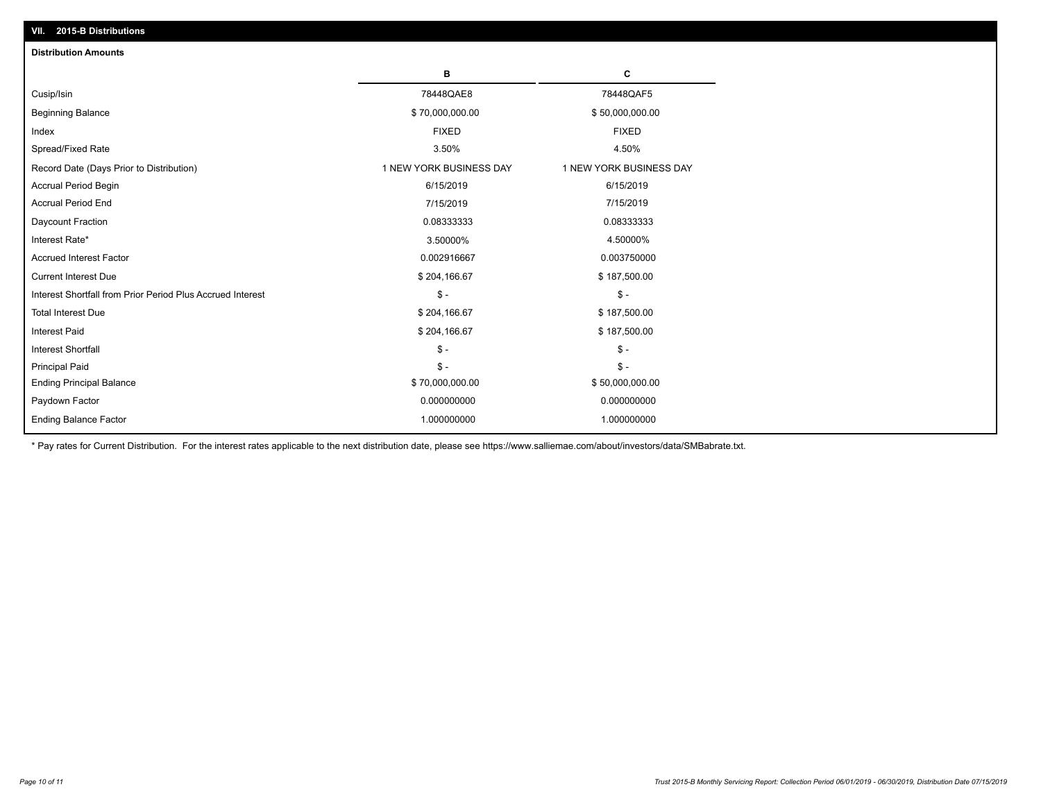## VII. 2015-B Distributions

### Distribution Amounts

| | B | C |
|---|---|---|
| Cusip/Isin | 78448QAE8 | 78448QAF5 |
| Beginning Balance | $ 70,000,000.00 | $ 50,000,000.00 |
| Index | FIXED | FIXED |
| Spread/Fixed Rate | 3.50% | 4.50% |
| Record Date (Days Prior to Distribution) | 1 NEW YORK BUSINESS DAY | 1 NEW YORK BUSINESS DAY |
| Accrual Period Begin | 6/15/2019 | 6/15/2019 |
| Accrual Period End | 7/15/2019 | 7/15/2019 |
| Daycount Fraction | 0.08333333 | 0.08333333 |
| Interest Rate* | 3.50000% | 4.50000% |
| Accrued Interest Factor | 0.002916667 | 0.003750000 |
| Current Interest Due | $ 204,166.67 | $ 187,500.00 |
| Interest Shortfall from Prior Period Plus Accrued Interest | $ - | $ - |
| Total Interest Due | $ 204,166.67 | $ 187,500.00 |
| Interest Paid | $ 204,166.67 | $ 187,500.00 |
| Interest Shortfall | $ - | $ - |
| Principal Paid | $ - | $ - |
| Ending Principal Balance | $ 70,000,000.00 | $ 50,000,000.00 |
| Paydown Factor | 0.000000000 | 0.000000000 |
| Ending Balance Factor | 1.000000000 | 1.000000000 |

* Pay rates for Current Distribution. For the interest rates applicable to the next distribution date, please see https://www.salliemae.com/about/investors/data/SMBabrate.txt.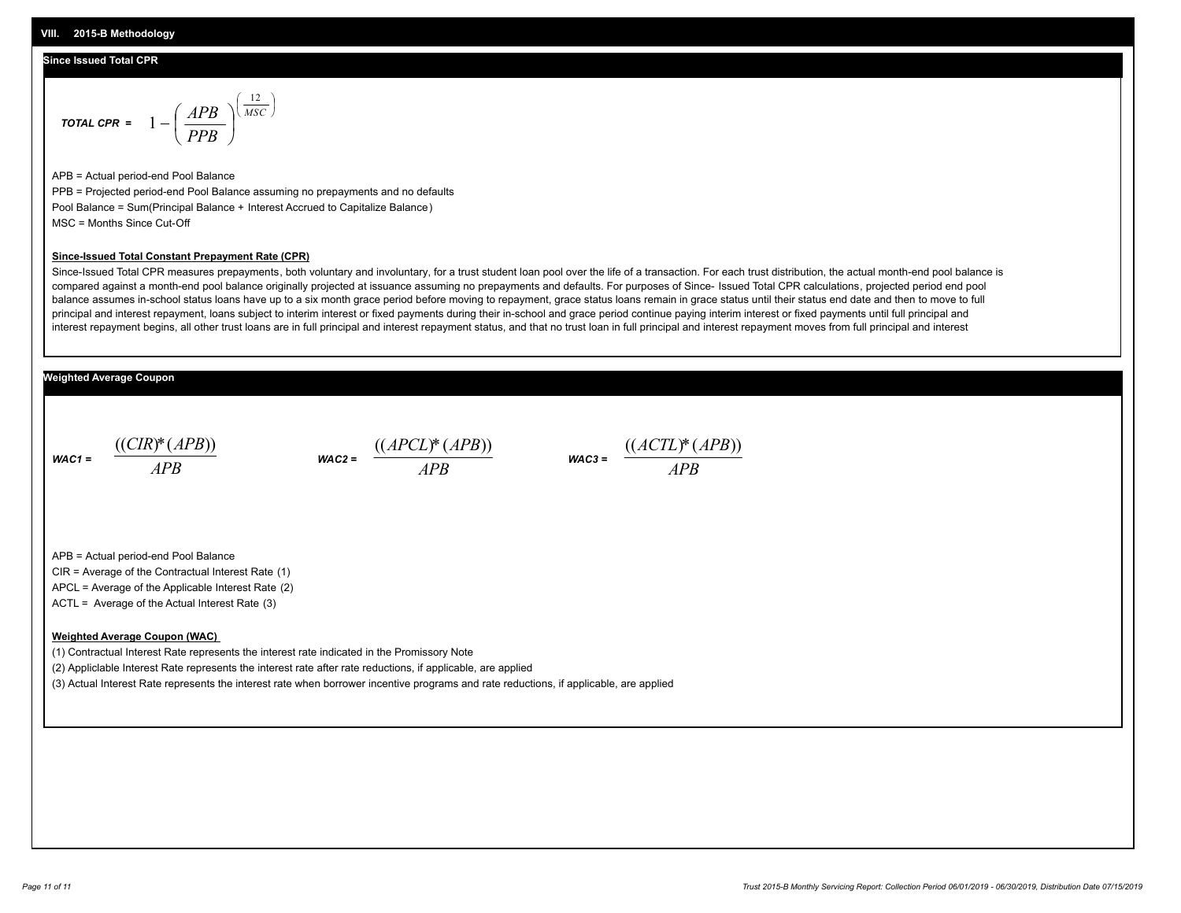## VIII. 2015-B Methodology

### Since Issued Total CPR

$$\textbf{\textit{TOTAL CPR}} = 1 - \left(\frac{APB}{PPB}\right)^{\left(\frac{12}{MSC}\right)}$$

APB = Actual period-end Pool Balance

PPB = Projected period-end Pool Balance assuming no prepayments and no defaults

Pool Balance = Sum(Principal Balance + Interest Accrued to Capitalize Balance)

MSC = Months Since Cut-Off

**Since-Issued Total Constant Prepayment Rate (CPR)**

Since-Issued Total CPR measures prepayments, both voluntary and involuntary, for a trust student loan pool over the life of a transaction. For each trust distribution, the actual month-end pool balance is compared against a month-end pool balance originally projected at issuance assuming no prepayments and defaults. For purposes of Since- Issued Total CPR calculations, projected period end pool balance assumes in-school status loans have up to a six month grace period before moving to repayment, grace status loans remain in grace status until their status end date and then to move to full principal and interest repayment, loans subject to interim interest or fixed payments during their in-school and grace period continue paying interim interest or fixed payments until full principal and interest repayment begins, all other trust loans are in full principal and interest repayment status, and that no trust loan in full principal and interest repayment moves from full principal and interest

### Weighted Average Coupon

$$\textbf{\textit{WAC1}} = \frac{((CIR)*(APB))}{APB} \qquad \textbf{\textit{WAC2}} = \frac{((APCL)*(APB))}{APB} \qquad \textbf{\textit{WAC3}} = \frac{((ACTL)*(APB))}{APB}$$

APB = Actual period-end Pool Balance

CIR = Average of the Contractual Interest Rate (1)

APCL = Average of the Applicable Interest Rate (2)

ACTL = Average of the Actual Interest Rate (3)

**Weighted Average Coupon (WAC)**

(1) Contractual Interest Rate represents the interest rate indicated in the Promissory Note

(2) Appliclable Interest Rate represents the interest rate after rate reductions, if applicable, are applied

(3) Actual Interest Rate represents the interest rate when borrower incentive programs and rate reductions, if applicable, are applied